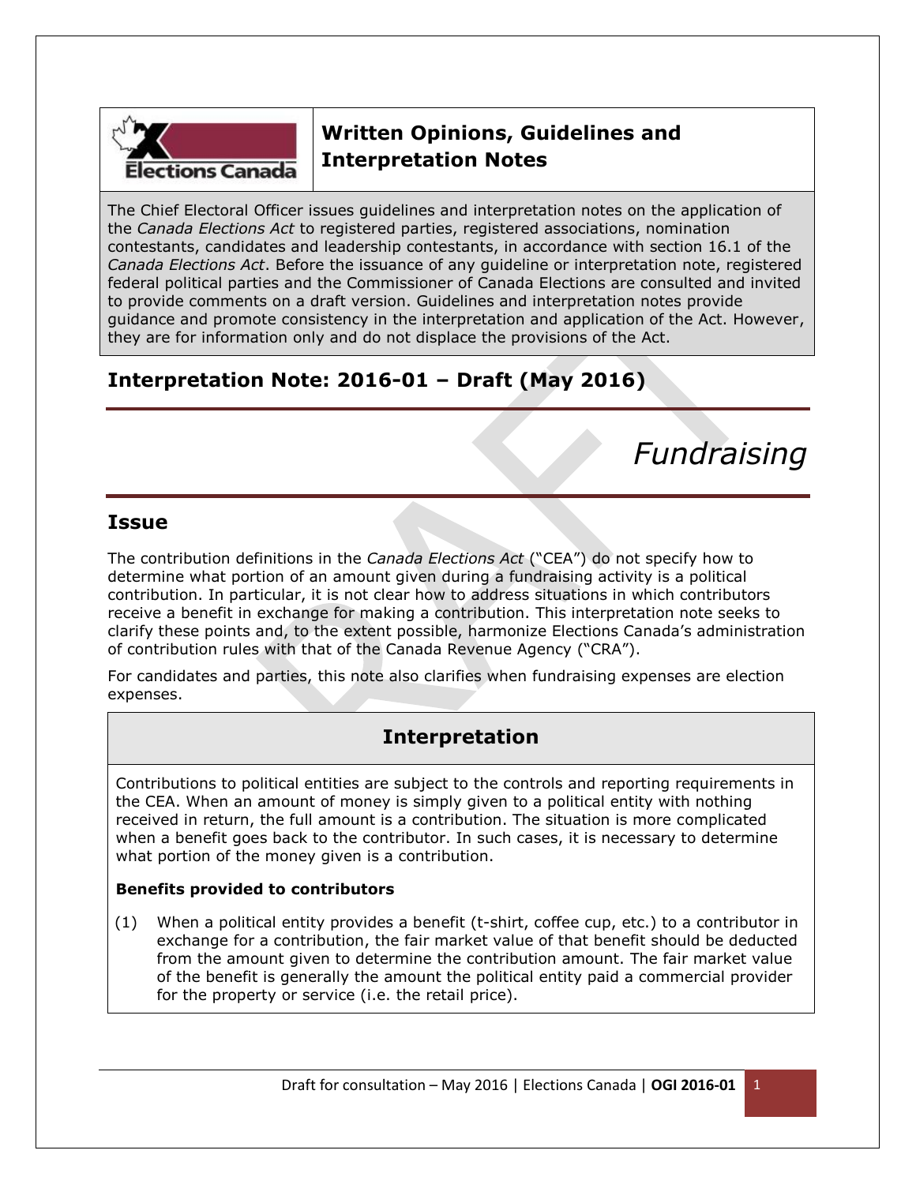## Written Opinions, Guidelines and Interpretation Notes

The Chief Electoral Officer issues guidelines and interpretation notes on the application of the *Canada Elections Act* to registered parties, registered associations, nomination contestants, candidates and leadership contestants, in accordance with section 16.1 of the *Canada Elections Act*. Before the issuance of any guideline or interpretation note, registered federal political parties and the Commissioner of Canada Elections are consulted and invited to provide comments on a draft version. Guidelines and interpretation notes provide guidance and promote consistency in the interpretation and application of the Act. However, they are for information only and do not displace the provisions of the Act.

# Interpretation Note: 2016-01 – Draft (May 2016)

# *Fundraising*

## Issue

The contribution definitions in the *Canada Elections Act* ("CEA") do not specify how to determine what portion of an amount given during a fundraising activity is a political contribution. In particular, it is not clear how to address situations in which contributors receive a benefit in exchange for making a contribution. This interpretation note seeks to clarify these points and, to the extent possible, harmonize Elections Canada's administration of contribution rules with that of the Canada Revenue Agency ("CRA").

For candidates and parties, this note also clarifies when fundraising expenses are election expenses.

## Interpretation

Contributions to political entities are subject to the controls and reporting requirements in the CEA. When an amount of money is simply given to a political entity with nothing received in return, the full amount is a contribution. The situation is more complicated when a benefit goes back to the contributor. In such cases, it is necessary to determine what portion of the money given is a contribution.

**Benefits provided to contributors**

(1) When a political entity provides a benefit (t-shirt, coffee cup, etc.) to a contributor in exchange for a contribution, the fair market value of that benefit should be deducted from the amount given to determine the contribution amount. The fair market value of the benefit is generally the amount the political entity paid a commercial provider for the property or service (i.e. the retail price).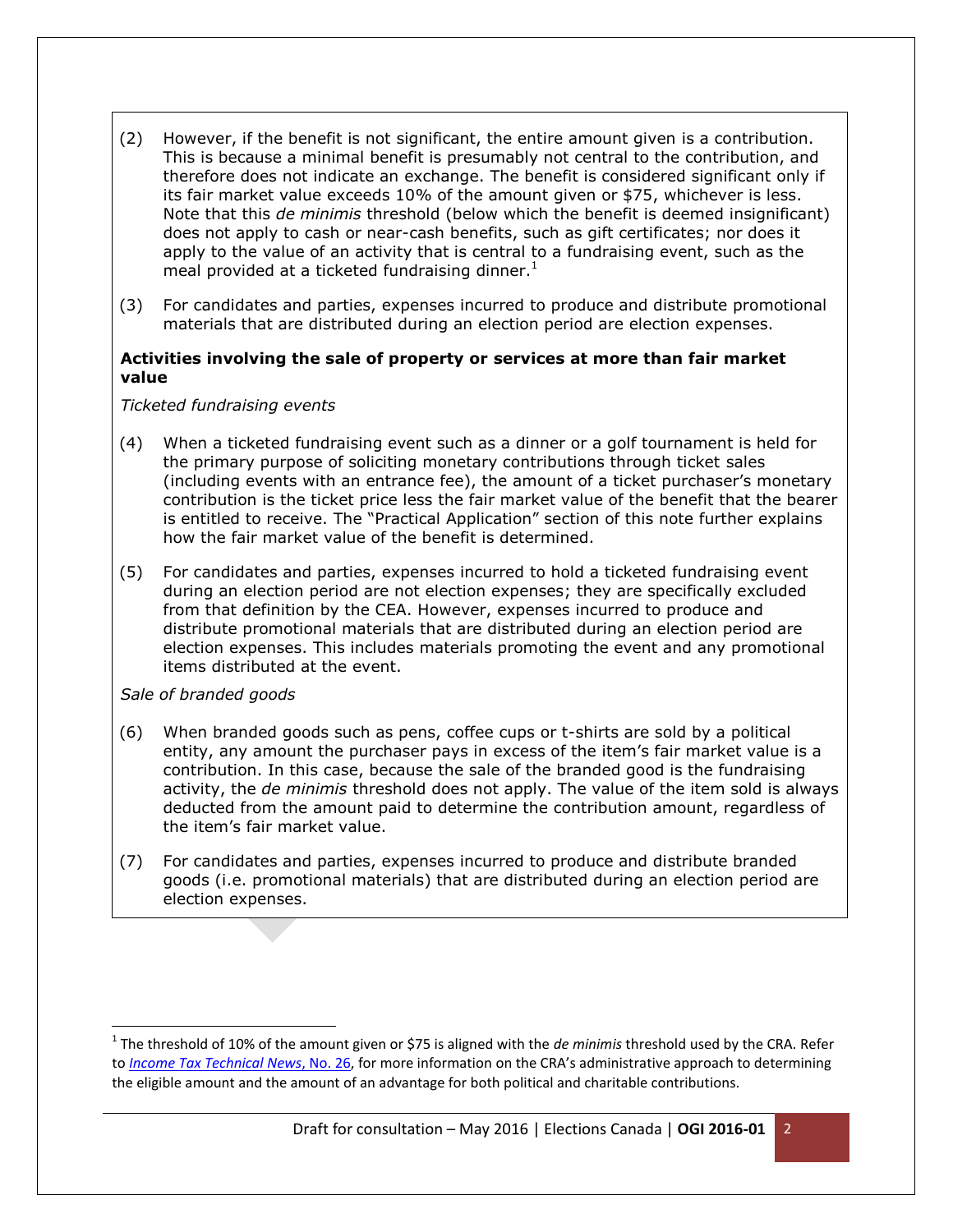(2) However, if the benefit is not significant, the entire amount given is a contribution. This is because a minimal benefit is presumably not central to the contribution, and therefore does not indicate an exchange. The benefit is considered significant only if its fair market value exceeds 10% of the amount given or $75, whichever is less. Note that this *de minimis* threshold (below which the benefit is deemed insignificant) does not apply to cash or near-cash benefits, such as gift certificates; nor does it apply to the value of an activity that is central to a fundraising event, such as the meal provided at a ticketed fundraising dinner.[1]

(3) For candidates and parties, expenses incurred to produce and distribute promotional materials that are distributed during an election period are election expenses.

**Activities involving the sale of property or services at more than fair market value**

*Ticketed fundraising events*

(4) When a ticketed fundraising event such as a dinner or a golf tournament is held for the primary purpose of soliciting monetary contributions through ticket sales (including events with an entrance fee), the amount of a ticket purchaser's monetary contribution is the ticket price less the fair market value of the benefit that the bearer is entitled to receive. The "Practical Application" section of this note further explains how the fair market value of the benefit is determined.

(5) For candidates and parties, expenses incurred to hold a ticketed fundraising event during an election period are not election expenses; they are specifically excluded from that definition by the CEA. However, expenses incurred to produce and distribute promotional materials that are distributed during an election period are election expenses. This includes materials promoting the event and any promotional items distributed at the event.

*Sale of branded goods*

(6) When branded goods such as pens, coffee cups or t-shirts are sold by a political entity, any amount the purchaser pays in excess of the item's fair market value is a contribution. In this case, because the sale of the branded good is the fundraising activity, the *de minimis* threshold does not apply. The value of the item sold is always deducted from the amount paid to determine the contribution amount, regardless of the item's fair market value.

(7) For candidates and parties, expenses incurred to produce and distribute branded goods (i.e. promotional materials) that are distributed during an election period are election expenses.

---

[1] The threshold of 10% of the amount given or $75 is aligned with the *de minimis* threshold used by the CRA. Refer to *Income Tax Technical News*, No. 26, for more information on the CRA's administrative approach to determining the eligible amount and the amount of an advantage for both political and charitable contributions.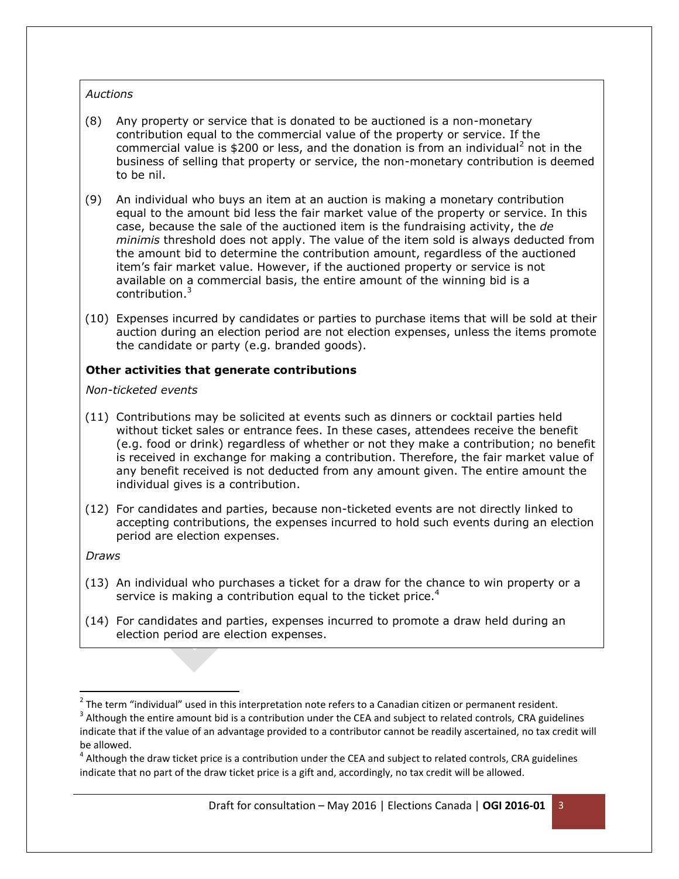*Auctions*

(8) Any property or service that is donated to be auctioned is a non-monetary contribution equal to the commercial value of the property or service. If the commercial value is $200 or less, and the donation is from an individual[2] not in the business of selling that property or service, the non-monetary contribution is deemed to be nil.

(9) An individual who buys an item at an auction is making a monetary contribution equal to the amount bid less the fair market value of the property or service. In this case, because the sale of the auctioned item is the fundraising activity, the *de minimis* threshold does not apply. The value of the item sold is always deducted from the amount bid to determine the contribution amount, regardless of the auctioned item's fair market value. However, if the auctioned property or service is not available on a commercial basis, the entire amount of the winning bid is a contribution.[3]

(10) Expenses incurred by candidates or parties to purchase items that will be sold at their auction during an election period are not election expenses, unless the items promote the candidate or party (e.g. branded goods).

**Other activities that generate contributions**

*Non-ticketed events*

(11) Contributions may be solicited at events such as dinners or cocktail parties held without ticket sales or entrance fees. In these cases, attendees receive the benefit (e.g. food or drink) regardless of whether or not they make a contribution; no benefit is received in exchange for making a contribution. Therefore, the fair market value of any benefit received is not deducted from any amount given. The entire amount the individual gives is a contribution.

(12) For candidates and parties, because non-ticketed events are not directly linked to accepting contributions, the expenses incurred to hold such events during an election period are election expenses.

*Draws*

(13) An individual who purchases a ticket for a draw for the chance to win property or a service is making a contribution equal to the ticket price.[4]

(14) For candidates and parties, expenses incurred to promote a draw held during an election period are election expenses.

---

[2] The term "individual" used in this interpretation note refers to a Canadian citizen or permanent resident.

[3] Although the entire amount bid is a contribution under the CEA and subject to related controls, CRA guidelines indicate that if the value of an advantage provided to a contributor cannot be readily ascertained, no tax credit will be allowed.

[4] Although the draw ticket price is a contribution under the CEA and subject to related controls, CRA guidelines indicate that no part of the draw ticket price is a gift and, accordingly, no tax credit will be allowed.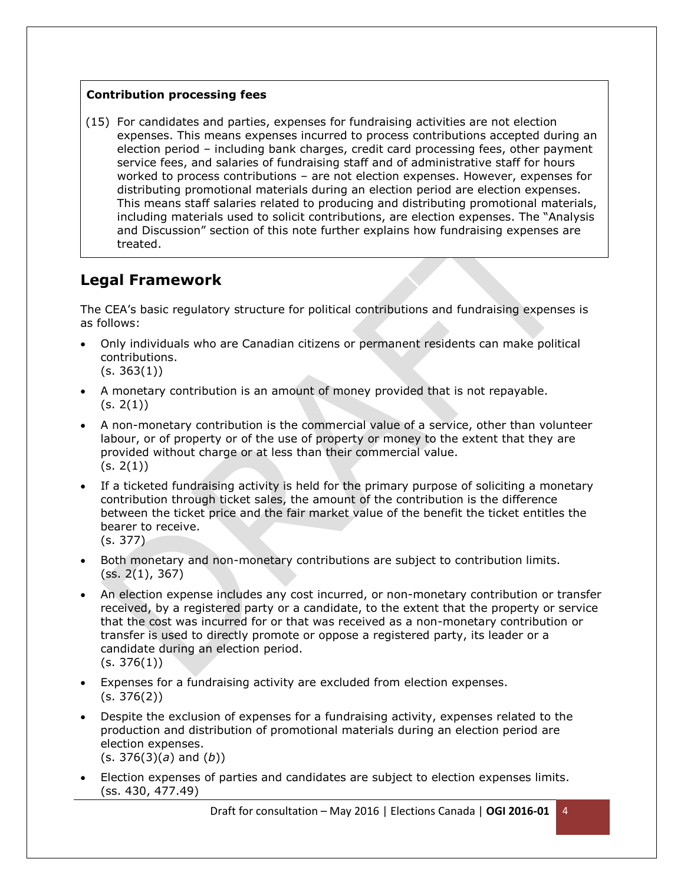**Contribution processing fees**

(15) For candidates and parties, expenses for fundraising activities are not election expenses. This means expenses incurred to process contributions accepted during an election period – including bank charges, credit card processing fees, other payment service fees, and salaries of fundraising staff and of administrative staff for hours worked to process contributions – are not election expenses. However, expenses for distributing promotional materials during an election period are election expenses. This means staff salaries related to producing and distributing promotional materials, including materials used to solicit contributions, are election expenses. The "Analysis and Discussion" section of this note further explains how fundraising expenses are treated.

## Legal Framework

The CEA's basic regulatory structure for political contributions and fundraising expenses is as follows:

- Only individuals who are Canadian citizens or permanent residents can make political contributions.
(s. 363(1))
- A monetary contribution is an amount of money provided that is not repayable.
(s. 2(1))
- A non-monetary contribution is the commercial value of a service, other than volunteer labour, or of property or of the use of property or money to the extent that they are provided without charge or at less than their commercial value.
(s. 2(1))
- If a ticketed fundraising activity is held for the primary purpose of soliciting a monetary contribution through ticket sales, the amount of the contribution is the difference between the ticket price and the fair market value of the benefit the ticket entitles the bearer to receive.
(s. 377)
- Both monetary and non-monetary contributions are subject to contribution limits.
(ss. 2(1), 367)
- An election expense includes any cost incurred, or non-monetary contribution or transfer received, by a registered party or a candidate, to the extent that the property or service that the cost was incurred for or that was received as a non-monetary contribution or transfer is used to directly promote or oppose a registered party, its leader or a candidate during an election period.
(s. 376(1))
- Expenses for a fundraising activity are excluded from election expenses.
(s. 376(2))
- Despite the exclusion of expenses for a fundraising activity, expenses related to the production and distribution of promotional materials during an election period are election expenses.
(s. 376(3)(*a*) and (*b*))
- Election expenses of parties and candidates are subject to election expenses limits.
(ss. 430, 477.49)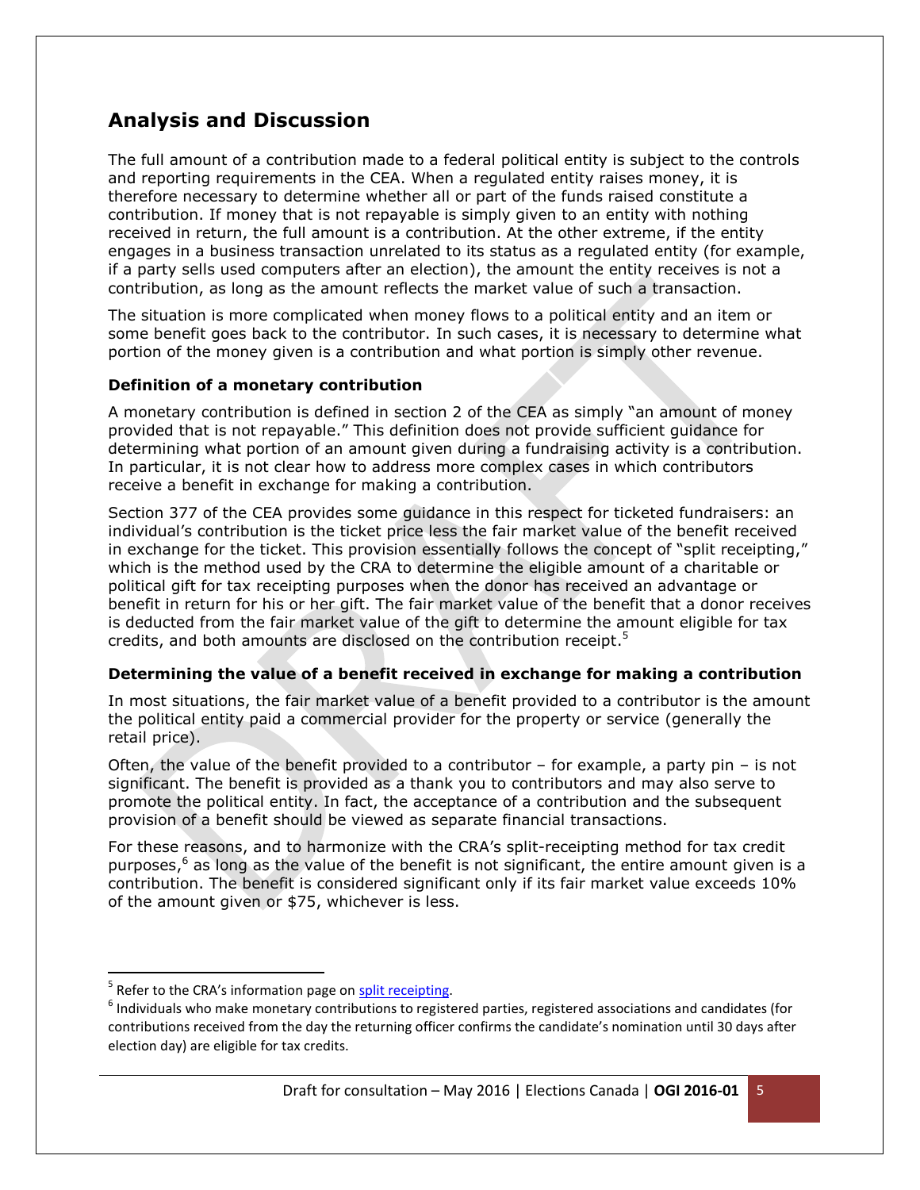## Analysis and Discussion

The full amount of a contribution made to a federal political entity is subject to the controls and reporting requirements in the CEA. When a regulated entity raises money, it is therefore necessary to determine whether all or part of the funds raised constitute a contribution. If money that is not repayable is simply given to an entity with nothing received in return, the full amount is a contribution. At the other extreme, if the entity engages in a business transaction unrelated to its status as a regulated entity (for example, if a party sells used computers after an election), the amount the entity receives is not a contribution, as long as the amount reflects the market value of such a transaction.

The situation is more complicated when money flows to a political entity and an item or some benefit goes back to the contributor. In such cases, it is necessary to determine what portion of the money given is a contribution and what portion is simply other revenue.

### Definition of a monetary contribution

A monetary contribution is defined in section 2 of the CEA as simply "an amount of money provided that is not repayable." This definition does not provide sufficient guidance for determining what portion of an amount given during a fundraising activity is a contribution. In particular, it is not clear how to address more complex cases in which contributors receive a benefit in exchange for making a contribution.

Section 377 of the CEA provides some guidance in this respect for ticketed fundraisers: an individual's contribution is the ticket price less the fair market value of the benefit received in exchange for the ticket. This provision essentially follows the concept of "split receipting," which is the method used by the CRA to determine the eligible amount of a charitable or political gift for tax receipting purposes when the donor has received an advantage or benefit in return for his or her gift. The fair market value of the benefit that a donor receives is deducted from the fair market value of the gift to determine the amount eligible for tax credits, and both amounts are disclosed on the contribution receipt.[5]

### Determining the value of a benefit received in exchange for making a contribution

In most situations, the fair market value of a benefit provided to a contributor is the amount the political entity paid a commercial provider for the property or service (generally the retail price).

Often, the value of the benefit provided to a contributor – for example, a party pin – is not significant. The benefit is provided as a thank you to contributors and may also serve to promote the political entity. In fact, the acceptance of a contribution and the subsequent provision of a benefit should be viewed as separate financial transactions.

For these reasons, and to harmonize with the CRA's split-receipting method for tax credit purposes,[6] as long as the value of the benefit is not significant, the entire amount given is a contribution. The benefit is considered significant only if its fair market value exceeds 10% of the amount given or $75, whichever is less.

---

[5] Refer to the CRA's information page on split receipting.

[6] Individuals who make monetary contributions to registered parties, registered associations and candidates (for contributions received from the day the returning officer confirms the candidate's nomination until 30 days after election day) are eligible for tax credits.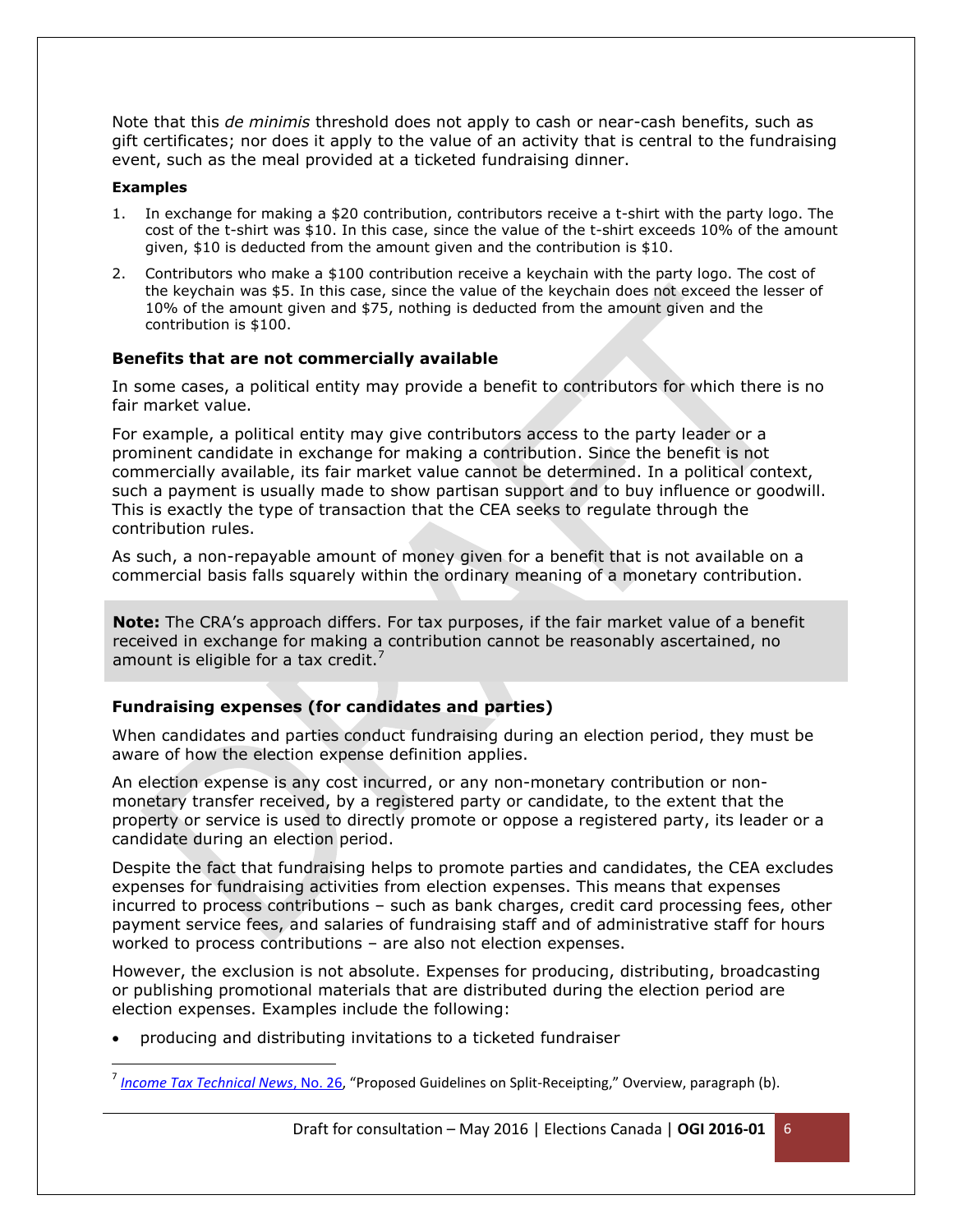Note that this *de minimis* threshold does not apply to cash or near-cash benefits, such as gift certificates; nor does it apply to the value of an activity that is central to the fundraising event, such as the meal provided at a ticketed fundraising dinner.

**Examples**

1. In exchange for making a $20 contribution, contributors receive a t-shirt with the party logo. The cost of the t-shirt was $10. In this case, since the value of the t-shirt exceeds 10% of the amount given, $10 is deducted from the amount given and the contribution is $10.
2. Contributors who make a $100 contribution receive a keychain with the party logo. The cost of the keychain was $5. In this case, since the value of the keychain does not exceed the lesser of 10% of the amount given and $75, nothing is deducted from the amount given and the contribution is $100.

### Benefits that are not commercially available

In some cases, a political entity may provide a benefit to contributors for which there is no fair market value.

For example, a political entity may give contributors access to the party leader or a prominent candidate in exchange for making a contribution. Since the benefit is not commercially available, its fair market value cannot be determined. In a political context, such a payment is usually made to show partisan support and to buy influence or goodwill. This is exactly the type of transaction that the CEA seeks to regulate through the contribution rules.

As such, a non-repayable amount of money given for a benefit that is not available on a commercial basis falls squarely within the ordinary meaning of a monetary contribution.

**Note:** The CRA's approach differs. For tax purposes, if the fair market value of a benefit received in exchange for making a contribution cannot be reasonably ascertained, no amount is eligible for a tax credit.[7]

### Fundraising expenses (for candidates and parties)

When candidates and parties conduct fundraising during an election period, they must be aware of how the election expense definition applies.

An election expense is any cost incurred, or any non-monetary contribution or non-monetary transfer received, by a registered party or candidate, to the extent that the property or service is used to directly promote or oppose a registered party, its leader or a candidate during an election period.

Despite the fact that fundraising helps to promote parties and candidates, the CEA excludes expenses for fundraising activities from election expenses. This means that expenses incurred to process contributions – such as bank charges, credit card processing fees, other payment service fees, and salaries of fundraising staff and of administrative staff for hours worked to process contributions – are also not election expenses.

However, the exclusion is not absolute. Expenses for producing, distributing, broadcasting or publishing promotional materials that are distributed during the election period are election expenses. Examples include the following:

- producing and distributing invitations to a ticketed fundraiser

[7] *Income Tax Technical News*, No. 26, "Proposed Guidelines on Split-Receipting," Overview, paragraph (b).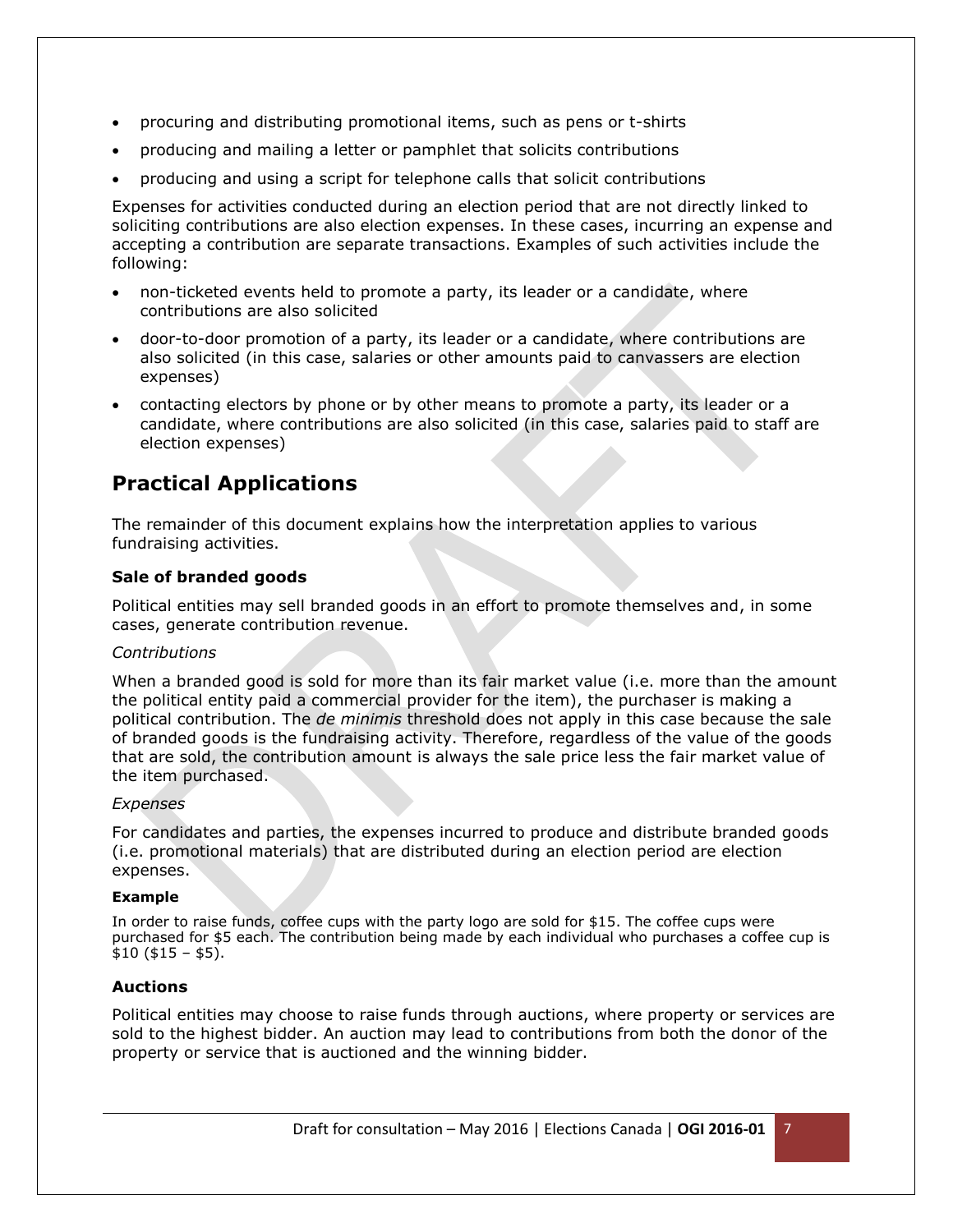- procuring and distributing promotional items, such as pens or t-shirts
- producing and mailing a letter or pamphlet that solicits contributions
- producing and using a script for telephone calls that solicit contributions

Expenses for activities conducted during an election period that are not directly linked to soliciting contributions are also election expenses. In these cases, incurring an expense and accepting a contribution are separate transactions. Examples of such activities include the following:

- non-ticketed events held to promote a party, its leader or a candidate, where contributions are also solicited
- door-to-door promotion of a party, its leader or a candidate, where contributions are also solicited (in this case, salaries or other amounts paid to canvassers are election expenses)
- contacting electors by phone or by other means to promote a party, its leader or a candidate, where contributions are also solicited (in this case, salaries paid to staff are election expenses)

## Practical Applications

The remainder of this document explains how the interpretation applies to various fundraising activities.

### Sale of branded goods

Political entities may sell branded goods in an effort to promote themselves and, in some cases, generate contribution revenue.

*Contributions*

When a branded good is sold for more than its fair market value (i.e. more than the amount the political entity paid a commercial provider for the item), the purchaser is making a political contribution. The *de minimis* threshold does not apply in this case because the sale of branded goods is the fundraising activity. Therefore, regardless of the value of the goods that are sold, the contribution amount is always the sale price less the fair market value of the item purchased.

*Expenses*

For candidates and parties, the expenses incurred to produce and distribute branded goods (i.e. promotional materials) that are distributed during an election period are election expenses.

**Example**

In order to raise funds, coffee cups with the party logo are sold for $15. The coffee cups were purchased for $5 each. The contribution being made by each individual who purchases a coffee cup is $10 ($15 – $5).

### Auctions

Political entities may choose to raise funds through auctions, where property or services are sold to the highest bidder. An auction may lead to contributions from both the donor of the property or service that is auctioned and the winning bidder.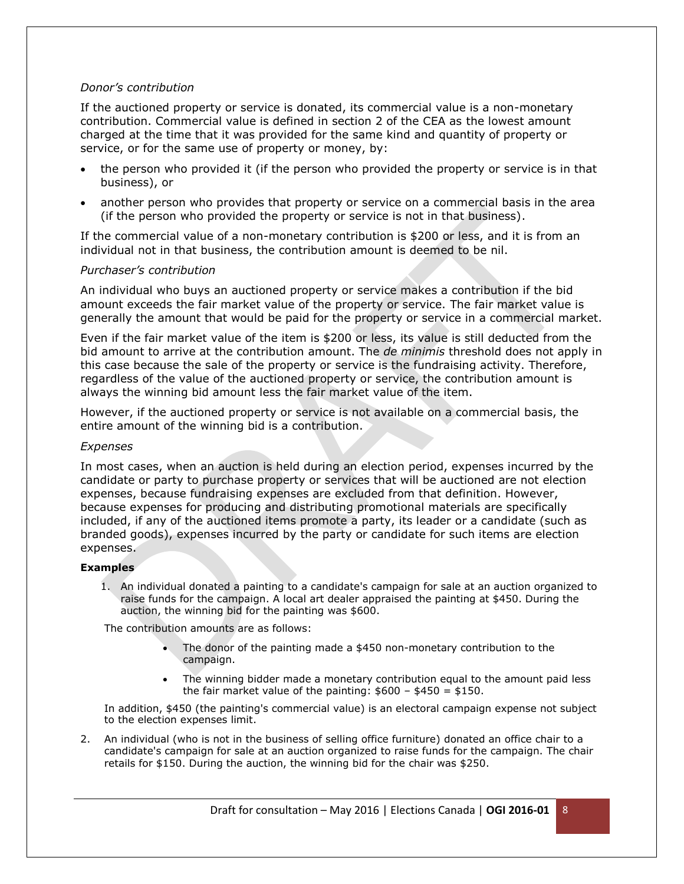*Donor's contribution*

If the auctioned property or service is donated, its commercial value is a non-monetary contribution. Commercial value is defined in section 2 of the CEA as the lowest amount charged at the time that it was provided for the same kind and quantity of property or service, or for the same use of property or money, by:

- the person who provided it (if the person who provided the property or service is in that business), or
- another person who provides that property or service on a commercial basis in the area (if the person who provided the property or service is not in that business).

If the commercial value of a non-monetary contribution is $200 or less, and it is from an individual not in that business, the contribution amount is deemed to be nil.

*Purchaser's contribution*

An individual who buys an auctioned property or service makes a contribution if the bid amount exceeds the fair market value of the property or service. The fair market value is generally the amount that would be paid for the property or service in a commercial market.

Even if the fair market value of the item is $200 or less, its value is still deducted from the bid amount to arrive at the contribution amount. The *de minimis* threshold does not apply in this case because the sale of the property or service is the fundraising activity. Therefore, regardless of the value of the auctioned property or service, the contribution amount is always the winning bid amount less the fair market value of the item.

However, if the auctioned property or service is not available on a commercial basis, the entire amount of the winning bid is a contribution.

*Expenses*

In most cases, when an auction is held during an election period, expenses incurred by the candidate or party to purchase property or services that will be auctioned are not election expenses, because fundraising expenses are excluded from that definition. However, because expenses for producing and distributing promotional materials are specifically included, if any of the auctioned items promote a party, its leader or a candidate (such as branded goods), expenses incurred by the party or candidate for such items are election expenses.

**Examples**

1. An individual donated a painting to a candidate's campaign for sale at an auction organized to raise funds for the campaign. A local art dealer appraised the painting at $450. During the auction, the winning bid for the painting was $600.

   The contribution amounts are as follows:

   - The donor of the painting made a $450 non-monetary contribution to the campaign.
   - The winning bidder made a monetary contribution equal to the amount paid less the fair market value of the painting: $600 – $450 = $150.

   In addition, $450 (the painting's commercial value) is an electoral campaign expense not subject to the election expenses limit.

2. An individual (who is not in the business of selling office furniture) donated an office chair to a candidate's campaign for sale at an auction organized to raise funds for the campaign. The chair retails for $150. During the auction, the winning bid for the chair was $250.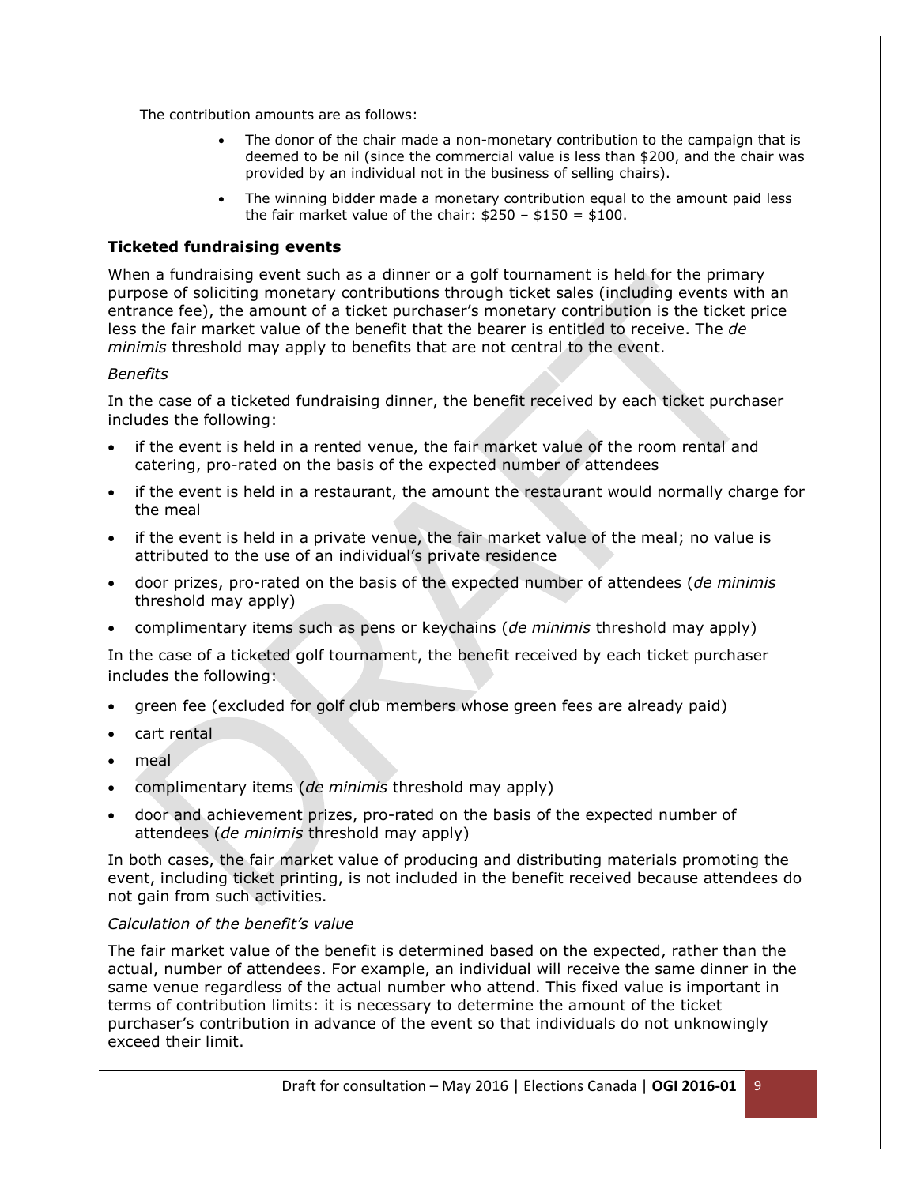The contribution amounts are as follows:

- The donor of the chair made a non-monetary contribution to the campaign that is deemed to be nil (since the commercial value is less than $200, and the chair was provided by an individual not in the business of selling chairs).
- The winning bidder made a monetary contribution equal to the amount paid less the fair market value of the chair: $250 – $150 = $100.

### Ticketed fundraising events

When a fundraising event such as a dinner or a golf tournament is held for the primary purpose of soliciting monetary contributions through ticket sales (including events with an entrance fee), the amount of a ticket purchaser's monetary contribution is the ticket price less the fair market value of the benefit that the bearer is entitled to receive. The *de minimis* threshold may apply to benefits that are not central to the event.

*Benefits*

In the case of a ticketed fundraising dinner, the benefit received by each ticket purchaser includes the following:

- if the event is held in a rented venue, the fair market value of the room rental and catering, pro-rated on the basis of the expected number of attendees
- if the event is held in a restaurant, the amount the restaurant would normally charge for the meal
- if the event is held in a private venue, the fair market value of the meal; no value is attributed to the use of an individual's private residence
- door prizes, pro-rated on the basis of the expected number of attendees (*de minimis* threshold may apply)
- complimentary items such as pens or keychains (*de minimis* threshold may apply)

In the case of a ticketed golf tournament, the benefit received by each ticket purchaser includes the following:

- green fee (excluded for golf club members whose green fees are already paid)
- cart rental
- meal
- complimentary items (*de minimis* threshold may apply)
- door and achievement prizes, pro-rated on the basis of the expected number of attendees (*de minimis* threshold may apply)

In both cases, the fair market value of producing and distributing materials promoting the event, including ticket printing, is not included in the benefit received because attendees do not gain from such activities.

*Calculation of the benefit's value*

The fair market value of the benefit is determined based on the expected, rather than the actual, number of attendees. For example, an individual will receive the same dinner in the same venue regardless of the actual number who attend. This fixed value is important in terms of contribution limits: it is necessary to determine the amount of the ticket purchaser's contribution in advance of the event so that individuals do not unknowingly exceed their limit.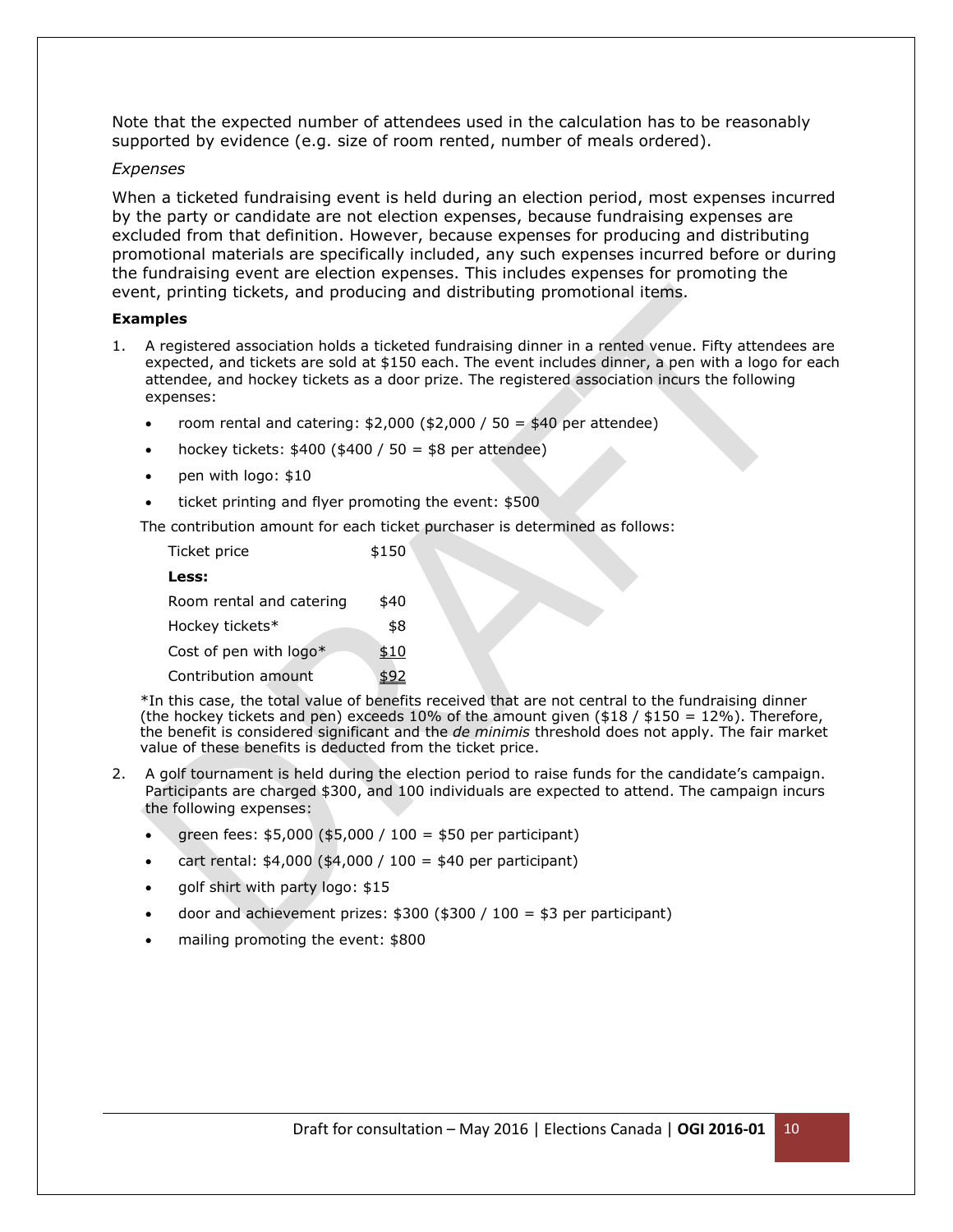Note that the expected number of attendees used in the calculation has to be reasonably supported by evidence (e.g. size of room rented, number of meals ordered).

*Expenses*

When a ticketed fundraising event is held during an election period, most expenses incurred by the party or candidate are not election expenses, because fundraising expenses are excluded from that definition. However, because expenses for producing and distributing promotional materials are specifically included, any such expenses incurred before or during the fundraising event are election expenses. This includes expenses for promoting the event, printing tickets, and producing and distributing promotional items.

**Examples**

1. A registered association holds a ticketed fundraising dinner in a rented venue. Fifty attendees are expected, and tickets are sold at $150 each. The event includes dinner, a pen with a logo for each attendee, and hockey tickets as a door prize. The registered association incurs the following expenses:

   - room rental and catering: $2,000 ($2,000 / 50 = $40 per attendee)
   - hockey tickets: $400 ($400 / 50 = $8 per attendee)
   - pen with logo: $10
   - ticket printing and flyer promoting the event: $500

   The contribution amount for each ticket purchaser is determined as follows:

   | | |
   |---|---|
   | Ticket price | $150 |
   | **Less:** | |
   | Room rental and catering | $40 |
   | Hockey tickets* | $8 |
   | Cost of pen with logo* | $10 |
   | Contribution amount | $92 |

   *In this case, the total value of benefits received that are not central to the fundraising dinner (the hockey tickets and pen) exceeds 10% of the amount given ($18 / $150 = 12%). Therefore, the benefit is considered significant and the *de minimis* threshold does not apply. The fair market value of these benefits is deducted from the ticket price.

2. A golf tournament is held during the election period to raise funds for the candidate's campaign. Participants are charged $300, and 100 individuals are expected to attend. The campaign incurs the following expenses:

   - green fees: $5,000 ($5,000 / 100 = $50 per participant)
   - cart rental: $4,000 ($4,000 / 100 = $40 per participant)
   - golf shirt with party logo: $15
   - door and achievement prizes: $300 ($300 / 100 = $3 per participant)
   - mailing promoting the event: $800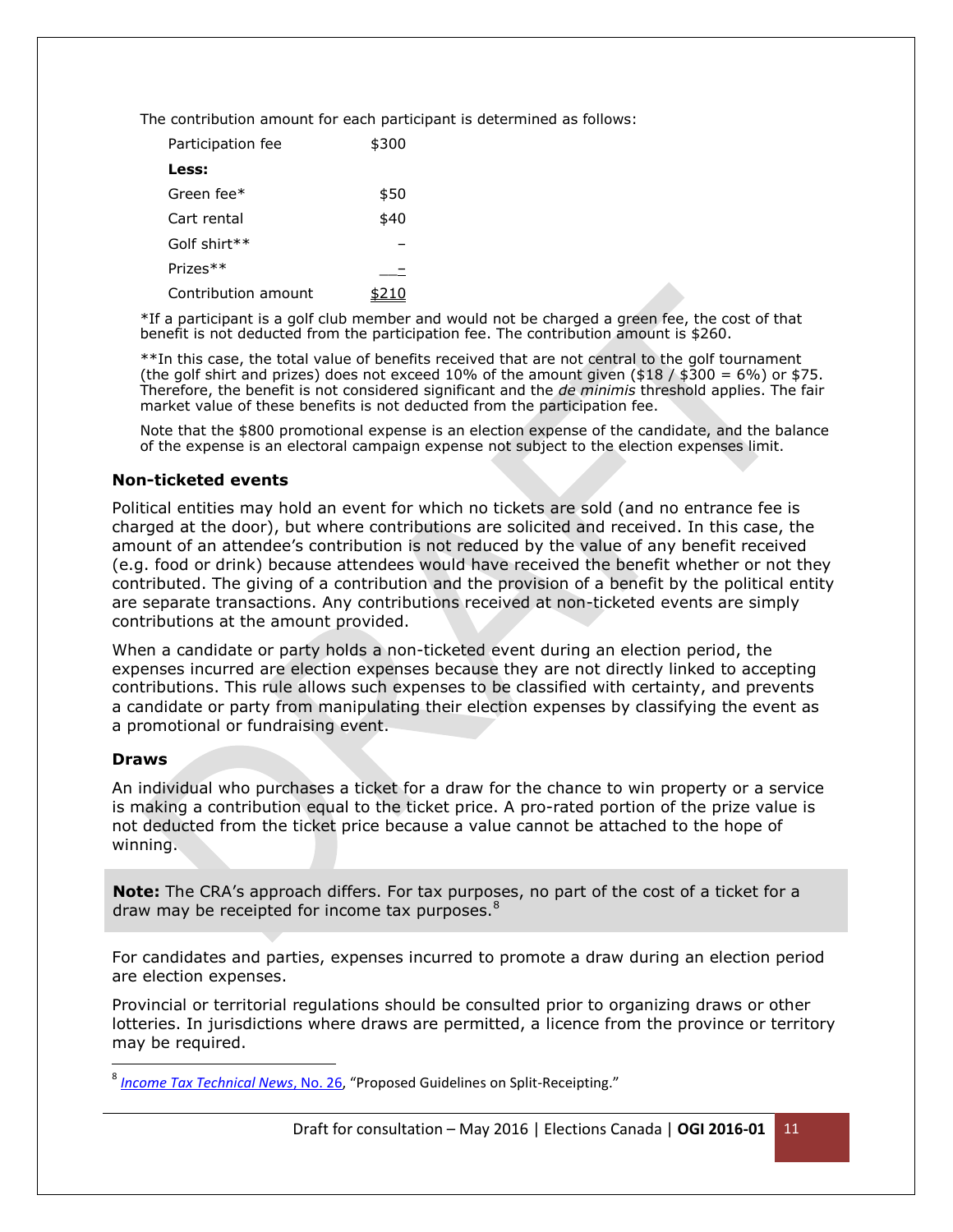The contribution amount for each participant is determined as follows:

| | |
|---|---|
| Participation fee | $300 |
| **Less:** | |
| Green fee* | $50 |
| Cart rental | $40 |
| Golf shirt** | – |
| Prizes** | – |
| Contribution amount | $210 |

*If a participant is a golf club member and would not be charged a green fee, the cost of that benefit is not deducted from the participation fee. The contribution amount is $260.

**In this case, the total value of benefits received that are not central to the golf tournament (the golf shirt and prizes) does not exceed 10% of the amount given ($18 / $300 = 6%) or $75. Therefore, the benefit is not considered significant and the *de minimis* threshold applies. The fair market value of these benefits is not deducted from the participation fee.

Note that the $800 promotional expense is an election expense of the candidate, and the balance of the expense is an electoral campaign expense not subject to the election expenses limit.

### Non-ticketed events

Political entities may hold an event for which no tickets are sold (and no entrance fee is charged at the door), but where contributions are solicited and received. In this case, the amount of an attendee's contribution is not reduced by the value of any benefit received (e.g. food or drink) because attendees would have received the benefit whether or not they contributed. The giving of a contribution and the provision of a benefit by the political entity are separate transactions. Any contributions received at non-ticketed events are simply contributions at the amount provided.

When a candidate or party holds a non-ticketed event during an election period, the expenses incurred are election expenses because they are not directly linked to accepting contributions. This rule allows such expenses to be classified with certainty, and prevents a candidate or party from manipulating their election expenses by classifying the event as a promotional or fundraising event.

### Draws

An individual who purchases a ticket for a draw for the chance to win property or a service is making a contribution equal to the ticket price. A pro-rated portion of the prize value is not deducted from the ticket price because a value cannot be attached to the hope of winning.

**Note:** The CRA's approach differs. For tax purposes, no part of the cost of a ticket for a draw may be receipted for income tax purposes.[8]

For candidates and parties, expenses incurred to promote a draw during an election period are election expenses.

Provincial or territorial regulations should be consulted prior to organizing draws or other lotteries. In jurisdictions where draws are permitted, a licence from the province or territory may be required.

[8] *Income Tax Technical News*, No. 26, "Proposed Guidelines on Split-Receipting."